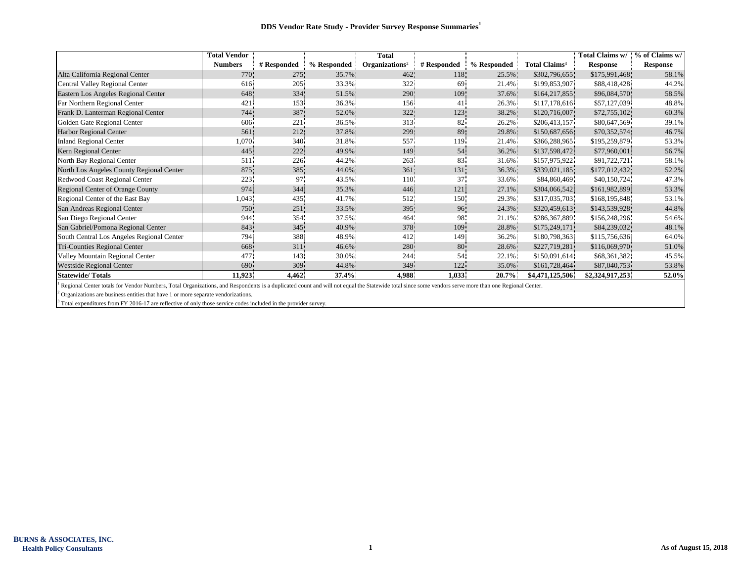# DDS Vendor Rate Study - Provider Survey Response Summaries[1]

| | Total Vendor Numbers | # Responded | % Responded | Total Organizations[2] | # Responded | % Responded | Total Claims[3] | Total Claims w/ Response | % of Claims w/ Response |
|---|---|---|---|---|---|---|---|---|---|
| Alta California Regional Center | 770 | 275 | 35.7% | 462 | 118 | 25.5% | $302,796,655 | $175,991,468 | 58.1% |
| Central Valley Regional Center | 616 | 205 | 33.3% | 322 | 69 | 21.4% | $199,853,907 | $88,418,428 | 44.2% |
| Eastern Los Angeles Regional Center | 648 | 334 | 51.5% | 290 | 109 | 37.6% | $164,217,855 | $96,084,570 | 58.5% |
| Far Northern Regional Center | 421 | 153 | 36.3% | 156 | 41 | 26.3% | $117,178,616 | $57,127,039 | 48.8% |
| Frank D. Lanterman Regional Center | 744 | 387 | 52.0% | 322 | 123 | 38.2% | $120,716,007 | $72,755,102 | 60.3% |
| Golden Gate Regional Center | 606 | 221 | 36.5% | 313 | 82 | 26.2% | $206,413,157 | $80,647,569 | 39.1% |
| Harbor Regional Center | 561 | 212 | 37.8% | 299 | 89 | 29.8% | $150,687,656 | $70,352,574 | 46.7% |
| Inland Regional Center | 1,070 | 340 | 31.8% | 557 | 119 | 21.4% | $366,288,965 | $195,259,879 | 53.3% |
| Kern Regional Center | 445 | 222 | 49.9% | 149 | 54 | 36.2% | $137,598,472 | $77,960,001 | 56.7% |
| North Bay Regional Center | 511 | 226 | 44.2% | 263 | 83 | 31.6% | $157,975,922 | $91,722,721 | 58.1% |
| North Los Angeles County Regional Center | 875 | 385 | 44.0% | 361 | 131 | 36.3% | $339,021,185 | $177,012,432 | 52.2% |
| Redwood Coast Regional Center | 223 | 97 | 43.5% | 110 | 37 | 33.6% | $84,860,469 | $40,150,724 | 47.3% |
| Regional Center of Orange County | 974 | 344 | 35.3% | 446 | 121 | 27.1% | $304,066,542 | $161,982,899 | 53.3% |
| Regional Center of the East Bay | 1,043 | 435 | 41.7% | 512 | 150 | 29.3% | $317,035,703 | $168,195,848 | 53.1% |
| San Andreas Regional Center | 750 | 251 | 33.5% | 395 | 96 | 24.3% | $320,459,613 | $143,539,928 | 44.8% |
| San Diego Regional Center | 944 | 354 | 37.5% | 464 | 98 | 21.1% | $286,367,889 | $156,248,296 | 54.6% |
| San Gabriel/Pomona Regional Center | 843 | 345 | 40.9% | 378 | 109 | 28.8% | $175,249,171 | $84,239,032 | 48.1% |
| South Central Los Angeles Regional Center | 794 | 388 | 48.9% | 412 | 149 | 36.2% | $180,798,363 | $115,756,636 | 64.0% |
| Tri-Counties Regional Center | 668 | 311 | 46.6% | 280 | 80 | 28.6% | $227,719,281 | $116,069,970 | 51.0% |
| Valley Mountain Regional Center | 477 | 143 | 30.0% | 244 | 54 | 22.1% | $150,091,614 | $68,361,382 | 45.5% |
| Westside Regional Center | 690 | 309 | 44.8% | 349 | 122 | 35.0% | $161,728,464 | $87,040,753 | 53.8% |
| **Statewide/ Totals** | **11,923** | **4,462** | **37.4%** | **4,988** | **1,033** | **20.7%** | **$4,471,125,506** | **$2,324,917,253** | **52.0%** |

[1] Regional Center totals for Vendor Numbers, Total Organizations, and Respondents is a duplicated count and will not equal the Statewide total since some vendors serve more than one Regional Center.

[2] Organizations are business entities that have 1 or more separate vendorizations.

[3] Total expenditures from FY 2016-17 are reflective of only those service codes included in the provider survey.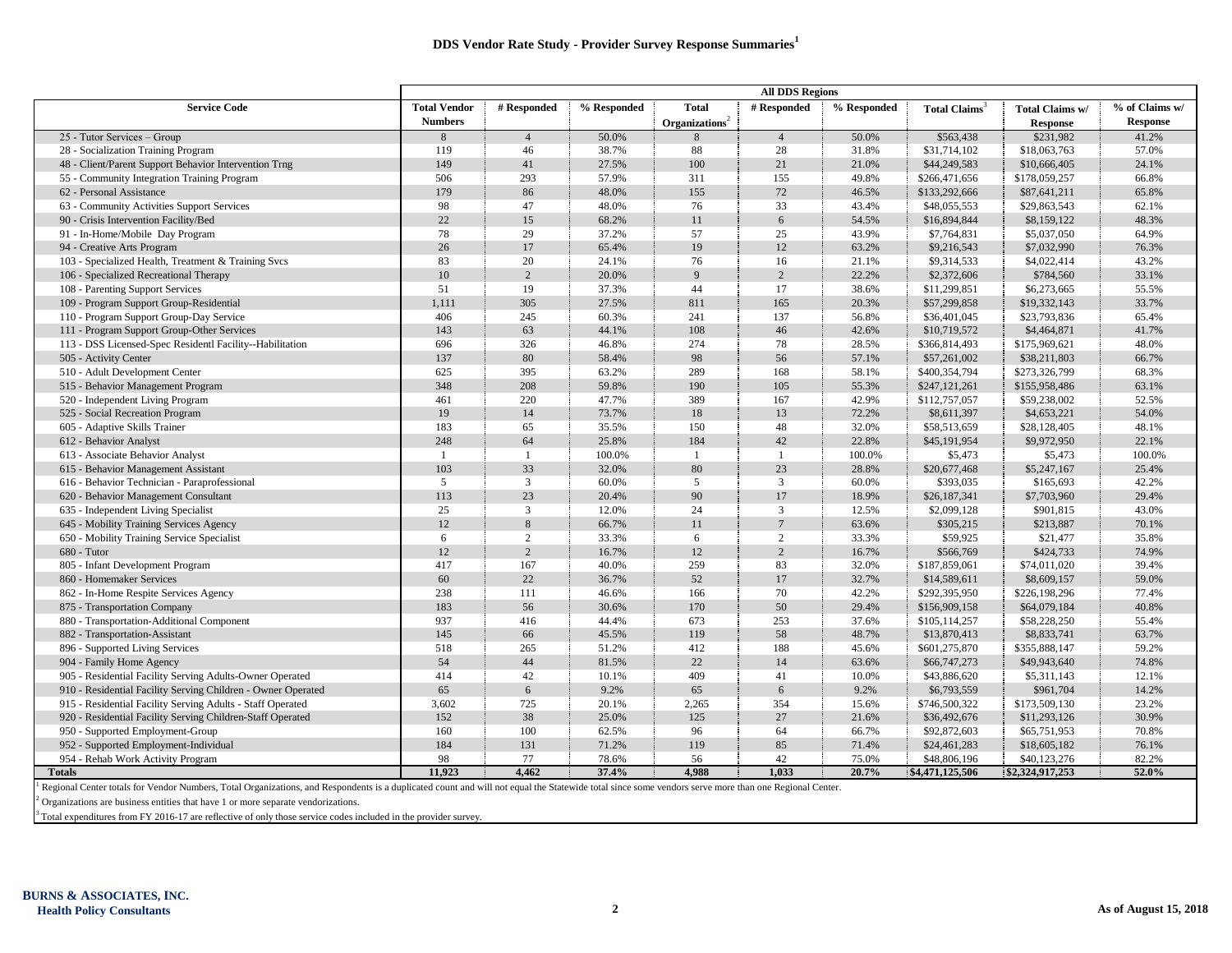# DDS Vendor Rate Study - Provider Survey Response Summaries[1]

| Service Code | All DDS Regions | | | | | | | | |
|---|---|---|---|---|---|---|---|---|---|
| | Total Vendor Numbers | # Responded | % Responded | Total Organizations[2] | # Responded | % Responded | Total Claims[3] | Total Claims w/ Response | % of Claims w/ Response |
| 25 - Tutor Services – Group | 8 | 4 | 50.0% | 8 | 4 | 50.0% | $563,438 | $231,982 | 41.2% |
| 28 - Socialization Training Program | 119 | 46 | 38.7% | 88 | 28 | 31.8% | $31,714,102 | $18,063,763 | 57.0% |
| 48 - Client/Parent Support Behavior Intervention Trng | 149 | 41 | 27.5% | 100 | 21 | 21.0% | $44,249,583 | $10,666,405 | 24.1% |
| 55 - Community Integration Training Program | 506 | 293 | 57.9% | 311 | 155 | 49.8% | $266,471,656 | $178,059,257 | 66.8% |
| 62 - Personal Assistance | 179 | 86 | 48.0% | 155 | 72 | 46.5% | $133,292,666 | $87,641,211 | 65.8% |
| 63 - Community Activities Support Services | 98 | 47 | 48.0% | 76 | 33 | 43.4% | $48,055,553 | $29,863,543 | 62.1% |
| 90 - Crisis Intervention Facility/Bed | 22 | 15 | 68.2% | 11 | 6 | 54.5% | $16,894,844 | $8,159,122 | 48.3% |
| 91 - In-Home/Mobile Day Program | 78 | 29 | 37.2% | 57 | 25 | 43.9% | $7,764,831 | $5,037,050 | 64.9% |
| 94 - Creative Arts Program | 26 | 17 | 65.4% | 19 | 12 | 63.2% | $9,216,543 | $7,032,990 | 76.3% |
| 103 - Specialized Health, Treatment & Training Svcs | 83 | 20 | 24.1% | 76 | 16 | 21.1% | $9,314,533 | $4,022,414 | 43.2% |
| 106 - Specialized Recreational Therapy | 10 | 2 | 20.0% | 9 | 2 | 22.2% | $2,372,606 | $784,560 | 33.1% |
| 108 - Parenting Support Services | 51 | 19 | 37.3% | 44 | 17 | 38.6% | $11,299,851 | $6,273,665 | 55.5% |
| 109 - Program Support Group-Residential | 1,111 | 305 | 27.5% | 811 | 165 | 20.3% | $57,299,858 | $19,332,143 | 33.7% |
| 110 - Program Support Group-Day Service | 406 | 245 | 60.3% | 241 | 137 | 56.8% | $36,401,045 | $23,793,836 | 65.4% |
| 111 - Program Support Group-Other Services | 143 | 63 | 44.1% | 108 | 46 | 42.6% | $10,719,572 | $4,464,871 | 41.7% |
| 113 - DSS Licensed-Spec Residentl Facility--Habilitation | 696 | 326 | 46.8% | 274 | 78 | 28.5% | $366,814,493 | $175,969,621 | 48.0% |
| 505 - Activity Center | 137 | 80 | 58.4% | 98 | 56 | 57.1% | $57,261,002 | $38,211,803 | 66.7% |
| 510 - Adult Development Center | 625 | 395 | 63.2% | 289 | 168 | 58.1% | $400,354,794 | $273,326,799 | 68.3% |
| 515 - Behavior Management Program | 348 | 208 | 59.8% | 190 | 105 | 55.3% | $247,121,261 | $155,958,486 | 63.1% |
| 520 - Independent Living Program | 461 | 220 | 47.7% | 389 | 167 | 42.9% | $112,757,057 | $59,238,002 | 52.5% |
| 525 - Social Recreation Program | 19 | 14 | 73.7% | 18 | 13 | 72.2% | $8,611,397 | $4,653,221 | 54.0% |
| 605 - Adaptive Skills Trainer | 183 | 65 | 35.5% | 150 | 48 | 32.0% | $58,513,659 | $28,128,405 | 48.1% |
| 612 - Behavior Analyst | 248 | 64 | 25.8% | 184 | 42 | 22.8% | $45,191,954 | $9,972,950 | 22.1% |
| 613 - Associate Behavior Analyst | 1 | 1 | 100.0% | 1 | 1 | 100.0% | $5,473 | $5,473 | 100.0% |
| 615 - Behavior Management Assistant | 103 | 33 | 32.0% | 80 | 23 | 28.8% | $20,677,468 | $5,247,167 | 25.4% |
| 616 - Behavior Technician - Paraprofessional | 5 | 3 | 60.0% | 5 | 3 | 60.0% | $393,035 | $165,693 | 42.2% |
| 620 - Behavior Management Consultant | 113 | 23 | 20.4% | 90 | 17 | 18.9% | $26,187,341 | $7,703,960 | 29.4% |
| 635 - Independent Living Specialist | 25 | 3 | 12.0% | 24 | 3 | 12.5% | $2,099,128 | $901,815 | 43.0% |
| 645 - Mobility Training Services Agency | 12 | 8 | 66.7% | 11 | 7 | 63.6% | $305,215 | $213,887 | 70.1% |
| 650 - Mobility Training Service Specialist | 6 | 2 | 33.3% | 6 | 2 | 33.3% | $59,925 | $21,477 | 35.8% |
| 680 - Tutor | 12 | 2 | 16.7% | 12 | 2 | 16.7% | $566,769 | $424,733 | 74.9% |
| 805 - Infant Development Program | 417 | 167 | 40.0% | 259 | 83 | 32.0% | $187,859,061 | $74,011,020 | 39.4% |
| 860 - Homemaker Services | 60 | 22 | 36.7% | 52 | 17 | 32.7% | $14,589,611 | $8,609,157 | 59.0% |
| 862 - In-Home Respite Services Agency | 238 | 111 | 46.6% | 166 | 70 | 42.2% | $292,395,950 | $226,198,296 | 77.4% |
| 875 - Transportation Company | 183 | 56 | 30.6% | 170 | 50 | 29.4% | $156,909,158 | $64,079,184 | 40.8% |
| 880 - Transportation-Additional Component | 937 | 416 | 44.4% | 673 | 253 | 37.6% | $105,114,257 | $58,228,250 | 55.4% |
| 882 - Transportation-Assistant | 145 | 66 | 45.5% | 119 | 58 | 48.7% | $13,870,413 | $8,833,741 | 63.7% |
| 896 - Supported Living Services | 518 | 265 | 51.2% | 412 | 188 | 45.6% | $601,275,870 | $355,888,147 | 59.2% |
| 904 - Family Home Agency | 54 | 44 | 81.5% | 22 | 14 | 63.6% | $66,747,273 | $49,943,640 | 74.8% |
| 905 - Residential Facility Serving Adults-Owner Operated | 414 | 42 | 10.1% | 409 | 41 | 10.0% | $43,886,620 | $5,311,143 | 12.1% |
| 910 - Residential Facility Serving Children - Owner Operated | 65 | 6 | 9.2% | 65 | 6 | 9.2% | $6,793,559 | $961,704 | 14.2% |
| 915 - Residential Facility Serving Adults - Staff Operated | 3,602 | 725 | 20.1% | 2,265 | 354 | 15.6% | $746,500,322 | $173,509,130 | 23.2% |
| 920 - Residential Facility Serving Children-Staff Operated | 152 | 38 | 25.0% | 125 | 27 | 21.6% | $36,492,676 | $11,293,126 | 30.9% |
| 950 - Supported Employment-Group | 160 | 100 | 62.5% | 96 | 64 | 66.7% | $92,872,603 | $65,751,953 | 70.8% |
| 952 - Supported Employment-Individual | 184 | 131 | 71.2% | 119 | 85 | 71.4% | $24,461,283 | $18,605,182 | 76.1% |
| 954 - Rehab Work Activity Program | 98 | 77 | 78.6% | 56 | 42 | 75.0% | $48,806,196 | $40,123,276 | 82.2% |
| **Totals** | **11,923** | **4,462** | **37.4%** | **4,988** | **1,033** | **20.7%** | **$4,471,125,506** | **$2,324,917,253** | **52.0%** |

[1] Regional Center totals for Vendor Numbers, Total Organizations, and Respondents is a duplicated count and will not equal the Statewide total since some vendors serve more than one Regional Center.

[2] Organizations are business entities that have 1 or more separate vendorizations.

[3] Total expenditures from FY 2016-17 are reflective of only those service codes included in the provider survey.

**BURNS & ASSOCIATES, INC.**
**Health Policy Consultants**

**As of August 15, 2018**